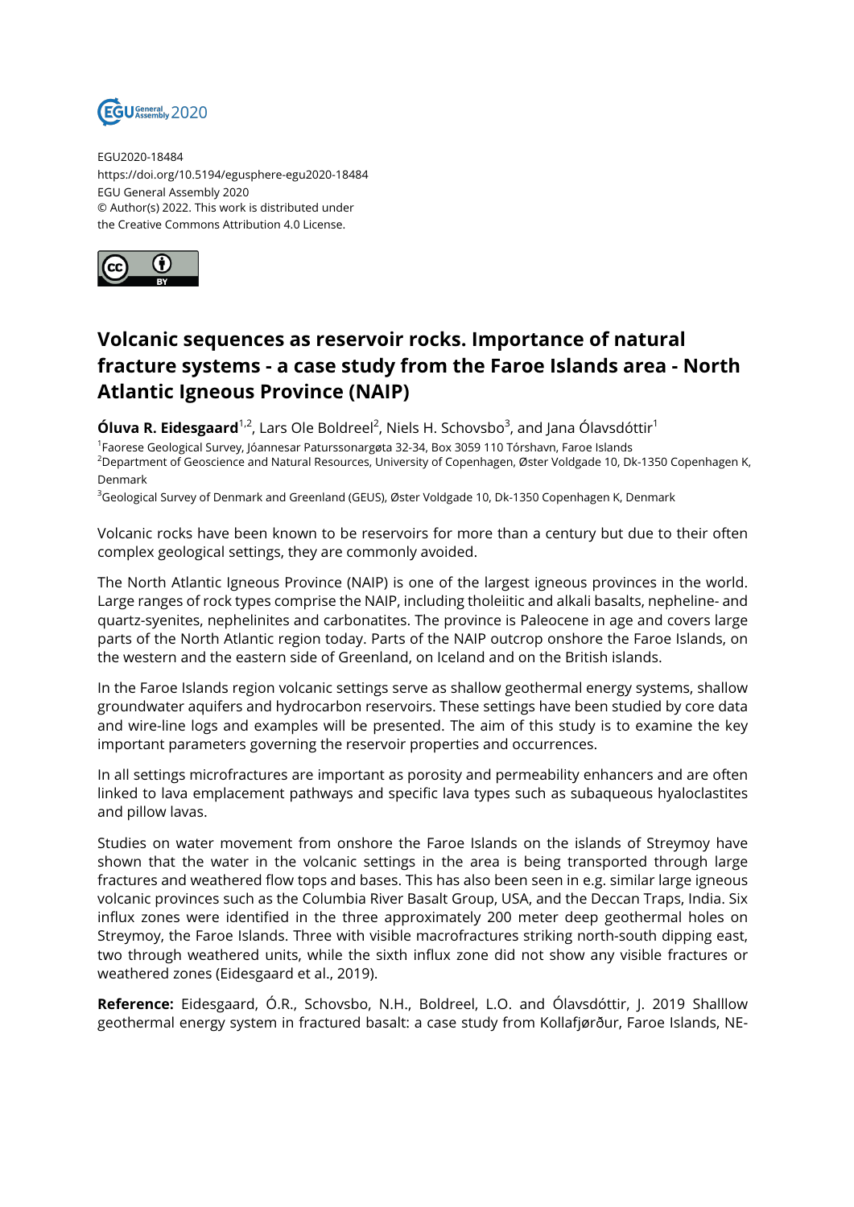EGU2020-18484
https://doi.org/10.5194/egusphere-egu2020-18484
EGU General Assembly 2020
© Author(s) 2022. This work is distributed under
the Creative Commons Attribution 4.0 License.

# Volcanic sequences as reservoir rocks. Importance of natural fracture systems - a case study from the Faroe Islands area - North Atlantic Igneous Province (NAIP)

**Óluva R. Eidesgaard**[1,2], Lars Ole Boldreel[2], Niels H. Schovsbo[3], and Jana Ólavsdóttir[1]

[1]Faorese Geological Survey, Jóannesar Paturssonargøta 32-34, Box 3059 110 Tórshavn, Faroe Islands
[2]Department of Geoscience and Natural Resources, University of Copenhagen, Øster Voldgade 10, Dk-1350 Copenhagen K, Denmark
[3]Geological Survey of Denmark and Greenland (GEUS), Øster Voldgade 10, Dk-1350 Copenhagen K, Denmark

Volcanic rocks have been known to be reservoirs for more than a century but due to their often complex geological settings, they are commonly avoided.

The North Atlantic Igneous Province (NAIP) is one of the largest igneous provinces in the world. Large ranges of rock types comprise the NAIP, including tholeiitic and alkali basalts, nepheline- and quartz-syenites, nephelinites and carbonatites. The province is Paleocene in age and covers large parts of the North Atlantic region today. Parts of the NAIP outcrop onshore the Faroe Islands, on the western and the eastern side of Greenland, on Iceland and on the British islands.

In the Faroe Islands region volcanic settings serve as shallow geothermal energy systems, shallow groundwater aquifers and hydrocarbon reservoirs. These settings have been studied by core data and wire-line logs and examples will be presented. The aim of this study is to examine the key important parameters governing the reservoir properties and occurrences.

In all settings microfractures are important as porosity and permeability enhancers and are often linked to lava emplacement pathways and specific lava types such as subaqueous hyaloclastites and pillow lavas.

Studies on water movement from onshore the Faroe Islands on the islands of Streymoy have shown that the water in the volcanic settings in the area is being transported through large fractures and weathered flow tops and bases. This has also been seen in e.g. similar large igneous volcanic provinces such as the Columbia River Basalt Group, USA, and the Deccan Traps, India. Six influx zones were identified in the three approximately 200 meter deep geothermal holes on Streymoy, the Faroe Islands. Three with visible macrofractures striking north-south dipping east, two through weathered units, while the sixth influx zone did not show any visible fractures or weathered zones (Eidesgaard et al., 2019).

**Reference:** Eidesgaard, Ó.R., Schovsbo, N.H., Boldreel, L.O. and Ólavsdóttir, J. 2019 Shalllow geothermal energy system in fractured basalt: a case study from Kollafjørður, Faroe Islands, NE-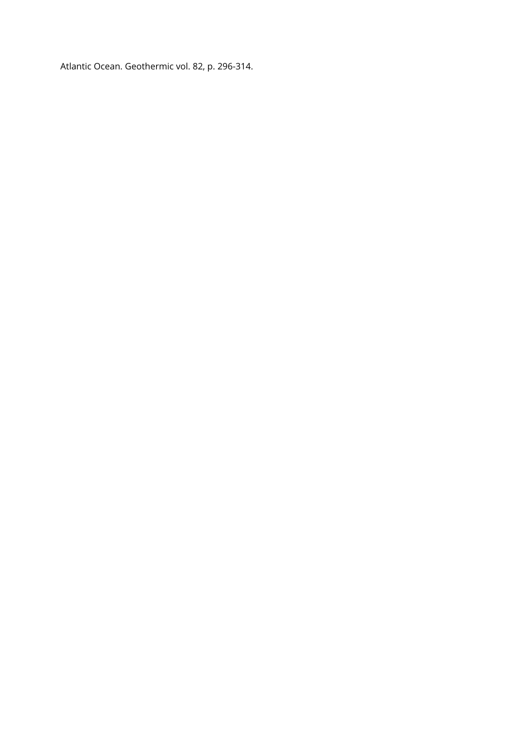Atlantic Ocean. Geothermic vol. 82, p. 296-314.